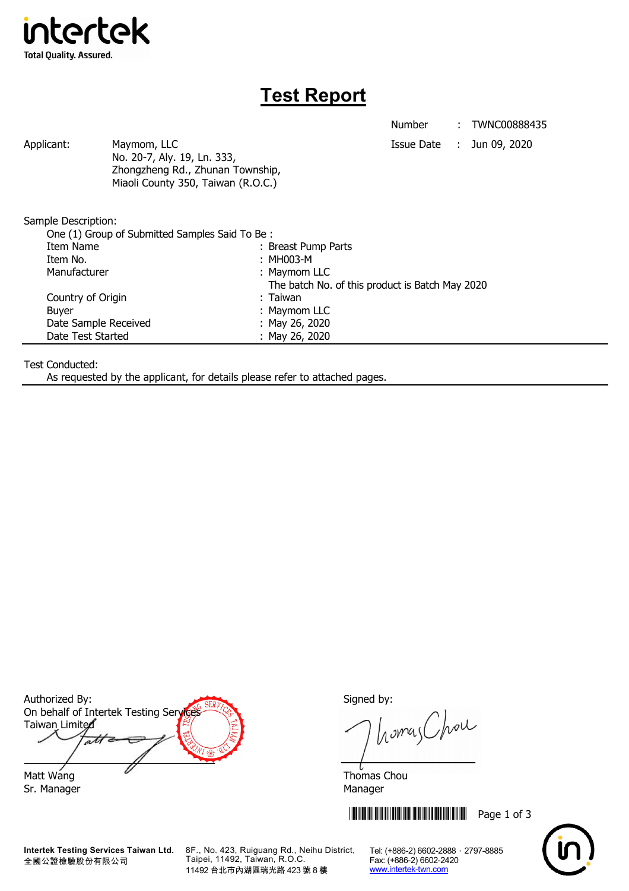intertek
Total Quality. Assured.

# Test Report

Number : TWNC00888435
Issue Date : Jun 09, 2020

Applicant: Maymom, LLC
No. 20-7, Aly. 19, Ln. 333,
Zhongzheng Rd., Zhunan Township,
Miaoli County 350, Taiwan (R.O.C.)

Sample Description:

One (1) Group of Submitted Samples Said To Be :

| | |
|---|---|
| Item Name | : Breast Pump Parts |
| Item No. | : MH003-M |
| Manufacturer | : Maymom LLC<br>The batch No. of this product is Batch May 2020 |
| Country of Origin | : Taiwan |
| Buyer | : Maymom LLC |
| Date Sample Received | : May 26, 2020 |
| Date Test Started | : May 26, 2020 |

Test Conducted:

As requested by the applicant, for details please refer to attached pages.

Authorized By:
On behalf of Intertek Testing Services Taiwan Limited

Matt Wang
Sr. Manager

Signed by:

Thomas Chou
Manager

Intertek Testing Services Taiwan Ltd.
全國公證檢驗股份有限公司
8F., No. 423, Ruiguang Rd., Neihu District, Taipei, 11492, Taiwan, R.O.C.
11492 台北市內湖區瑞光路 423 號 8 樓
Tel: (+886-2) 6602-2888 · 2797-8885
Fax: (+886-2) 6602-2420
www.intertek-twn.com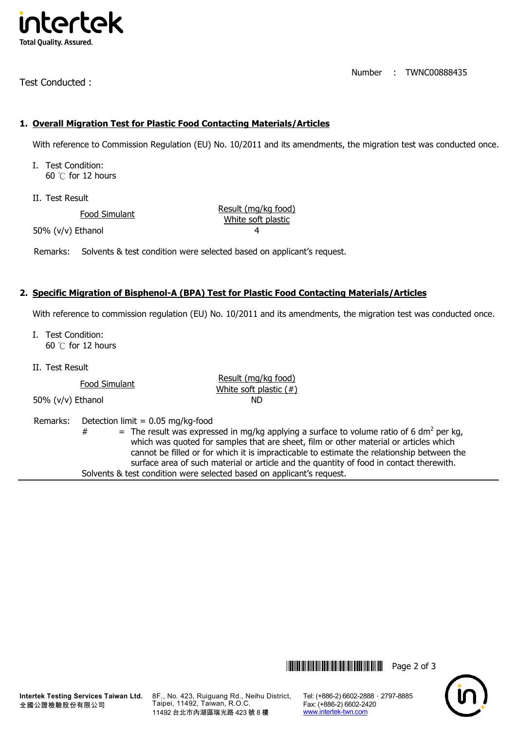Number : TWNC00888435

Test Conducted :

## 1. Overall Migration Test for Plastic Food Contacting Materials/Articles

With reference to Commission Regulation (EU) No. 10/2011 and its amendments, the migration test was conducted once.

I. Test Condition:
60 ℃ for 12 hours

II. Test Result

| Food Simulant | Result (mg/kg food) White soft plastic |
|---|---|
| 50% (v/v) Ethanol | 4 |

Remarks: Solvents & test condition were selected based on applicant's request.

## 2. Specific Migration of Bisphenol-A (BPA) Test for Plastic Food Contacting Materials/Articles

With reference to commission regulation (EU) No. 10/2011 and its amendments, the migration test was conducted once.

I. Test Condition:
60 ℃ for 12 hours

II. Test Result

| Food Simulant | Result (mg/kg food) White soft plastic (#) |
|---|---|
| 50% (v/v) Ethanol | ND |

Remarks: Detection limit = 0.05 mg/kg-food
\# = The result was expressed in mg/kg applying a surface to volume ratio of 6 $dm^2$ per kg, which was quoted for samples that are sheet, film or other material or articles which cannot be filled or for which it is impracticable to estimate the relationship between the surface area of such material or article and the quantity of food in contact therewith.
Solvents & test condition were selected based on applicant's request.

Intertek Testing Services Taiwan Ltd.
全國公證檢驗股份有限公司

8F., No. 423, Ruiguang Rd., Neihu District, Taipei, 11492, Taiwan, R.O.C.
11492 台北市內湖區瑞光路 423 號 8 樓

Tel: (+886-2) 6602-2888 · 2797-8885
Fax: (+886-2) 6602-2420
www.intertek-twn.com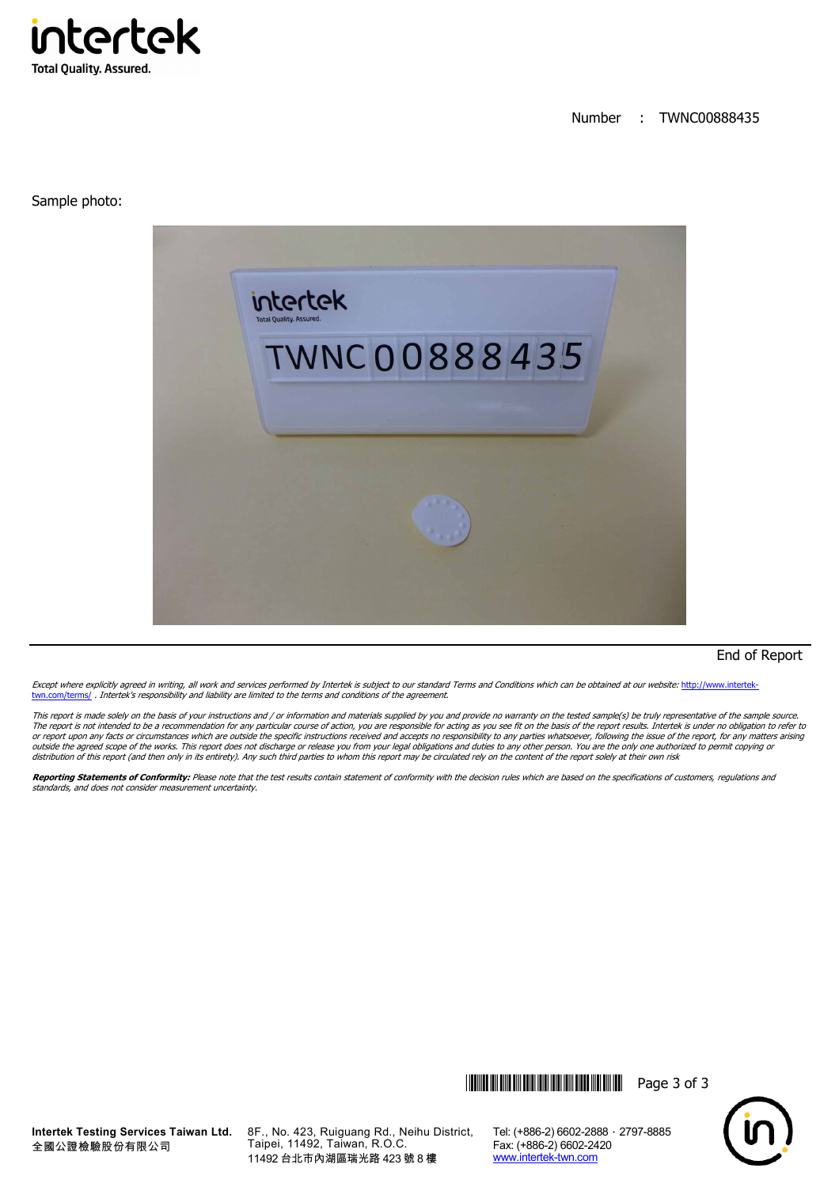Number : TWNC00888435

Sample photo:

End of Report

*Except where explicitly agreed in writing, all work and services performed by Intertek is subject to our standard Terms and Conditions which can be obtained at our website: http://www.intertek-twn.com/terms/ . Intertek's responsibility and liability are limited to the terms and conditions of the agreement.*

*This report is made solely on the basis of your instructions and / or information and materials supplied by you and provide no warranty on the tested sample(s) be truly representative of the sample source. The report is not intended to be a recommendation for any particular course of action, you are responsible for acting as you see fit on the basis of the report results. Intertek is under no obligation to refer to or report upon any facts or circumstances which are outside the specific instructions received and accepts no responsibility to any parties whatsoever, following the issue of the report, for any matters arising outside the agreed scope of the works. This report does not discharge or release you from your legal obligations and duties to any other person. You are the only one authorized to permit copying or distribution of this report (and then only in its entirety). Any such third parties to whom this report may be circulated rely on the content of the report solely at their own risk*

***Reporting Statements of Conformity:*** *Please note that the test results contain statement of conformity with the decision rules which are based on the specifications of customers, regulations and standards, and does not consider measurement uncertainty.*

**Intertek Testing Services Taiwan Ltd.**
全國公證檢驗股份有限公司

8F., No. 423, Ruiguang Rd., Neihu District, Taipei, 11492, Taiwan, R.O.C.
11492 台北市內湖區瑞光路 423 號 8 樓

Tel: (+886-2) 6602-2888 · 2797-8885
Fax: (+886-2) 6602-2420
www.intertek-twn.com